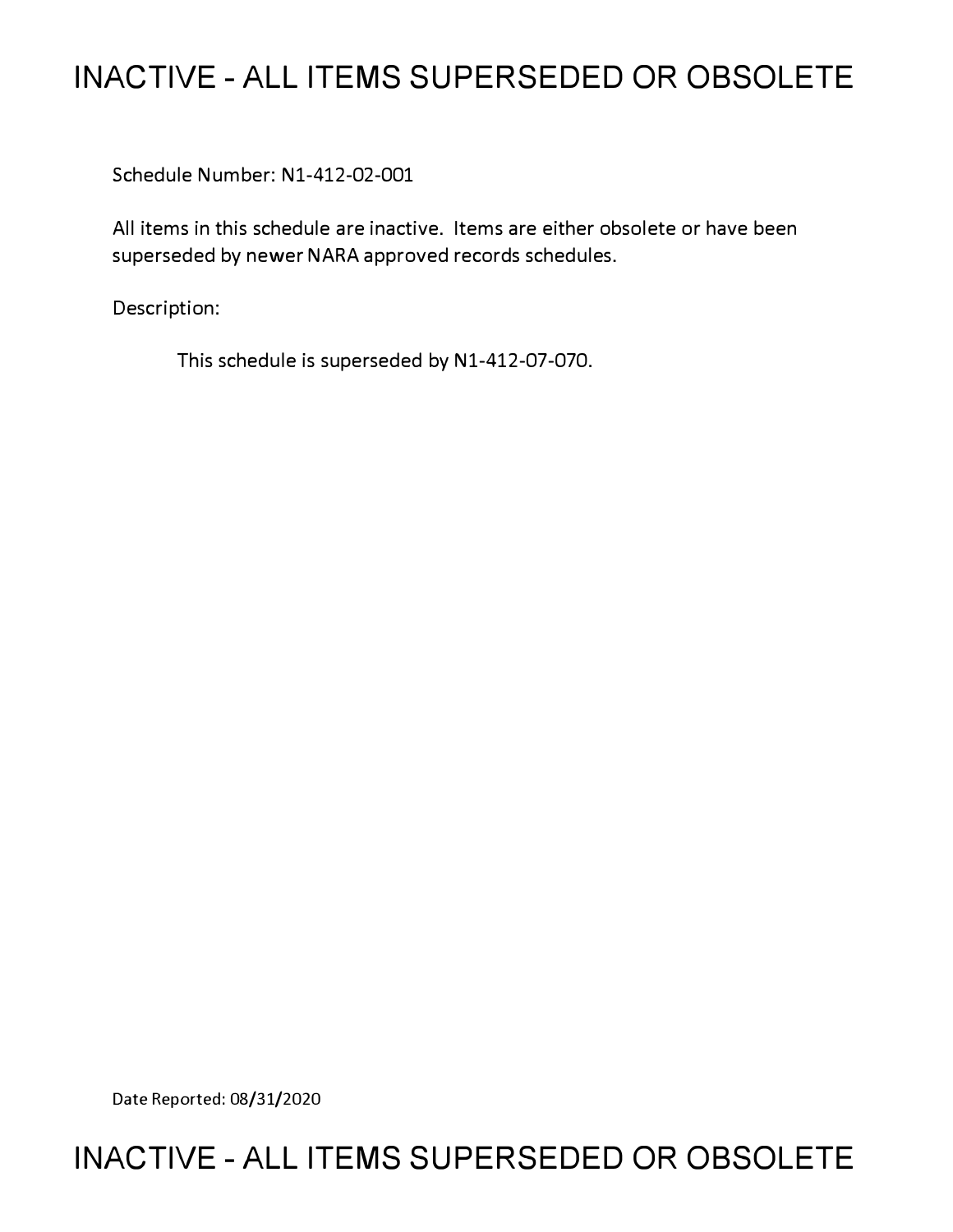# INACTIVE - ALL ITEMS SUPERSEDED OR OBSOLETE

Schedule Number: N1-412-02-001

All items in this schedule are inactive. Items are either obsolete or have been superseded by newer NARA approved records schedules.

Description:

This schedule is superseded by N1-412-07-070.

Date Reported: 08/31/2020

# INACTIVE - ALL ITEMS SUPERSEDED OR OBSOLETE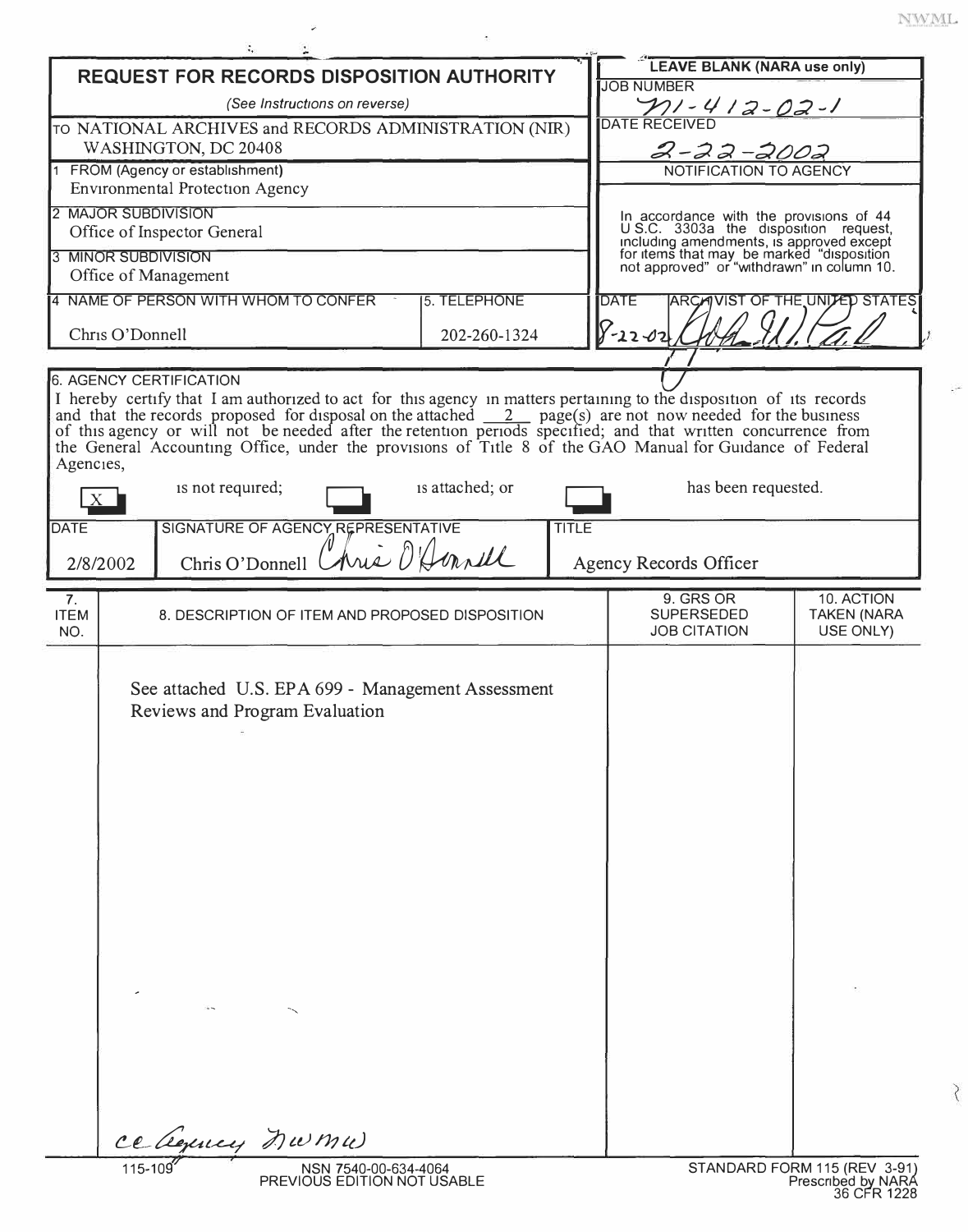NWML

## REQUEST FOR RECORDS DISPOSITION AUTHORITY

*(See Instructions on reverse)*

| | |
|---|---|
| TO NATIONAL ARCHIVES and RECORDS ADMINISTRATION (NIR) WASHINGTON, DC 20408 | **LEAVE BLANK (NARA use only)** |
| 1 FROM (Agency or establishment) Environmental Protection Agency | JOB NUMBER N1-412-02-1 |
| 2 MAJOR SUBDIVISION Office of Inspector General | DATE RECEIVED 2-22-2002 |
| 3 MINOR SUBDIVISION Office of Management | NOTIFICATION TO AGENCY |
| 4 NAME OF PERSON WITH WHOM TO CONFER: Chris O'Donnell — 5. TELEPHONE: 202-260-1324 | In accordance with the provisions of 44 U.S.C. 3303a the disposition request, including amendments, is approved except for items that may be marked "disposition not approved" or "withdrawn" in column 10. |
| | DATE 8-22-02 — ARCHIVIST OF THE UNITED STATES [signature] |

**6. AGENCY CERTIFICATION**

I hereby certify that I am authorized to act for this agency in matters pertaining to the disposition of its records and that the records proposed for disposal on the attached 2 page(s) are not now needed for the business of this agency or will not be needed after the retention periods specified; and that written concurrence from the General Accounting Office, under the provisions of Title 8 of the GAO Manual for Guidance of Federal Agencies,

[X] is not required; [ ] is attached; or [ ] has been requested.

| DATE | SIGNATURE OF AGENCY REPRESENTATIVE | TITLE |
|---|---|---|
| 2/8/2002 | Chris O'Donnell [signature] | Agency Records Officer |

| 7. ITEM NO. | 8. DESCRIPTION OF ITEM AND PROPOSED DISPOSITION | 9. GRS OR SUPERSEDED JOB CITATION | 10. ACTION TAKEN (NARA USE ONLY) |
|---|---|---|---|
| | See attached U.S. EPA 699 - Management Assessment Reviews and Program Evaluation | | |

cc Agency NWMW

115-109 — NSN 7540-00-634-4064 — PREVIOUS EDITION NOT USABLE

STANDARD FORM 115 (REV 3-91) Prescribed by NARA 36 CFR 1228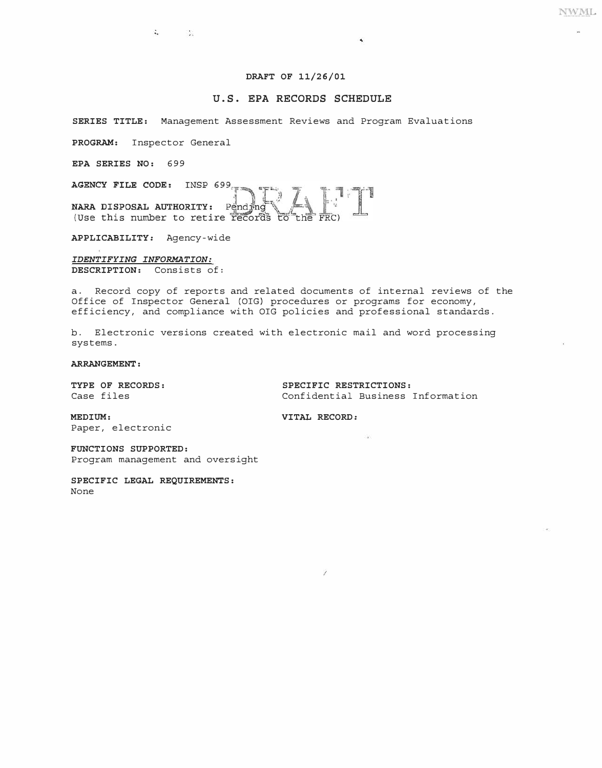**DRAFT OF 11/26/01**

## U.S. EPA RECORDS SCHEDULE

**SERIES TITLE:** Management Assessment Reviews and Program Evaluations

**PROGRAM:** Inspector General

**EPA SERIES NO:** 699

**AGENCY FILE CODE:** INSP 699

**NARA DISPOSAL AUTHORITY:** Pending
(Use this number to retire records to the FRC)

**APPLICABILITY:** Agency-wide

***IDENTIFYING INFORMATION:***
**DESCRIPTION:** Consists of:

a. Record copy of reports and related documents of internal reviews of the Office of Inspector General (OIG) procedures or programs for economy, efficiency, and compliance with OIG policies and professional standards.

b. Electronic versions created with electronic mail and word processing systems.

**ARRANGEMENT:**

**TYPE OF RECORDS:**
Case files

**SPECIFIC RESTRICTIONS:**
Confidential Business Information

**MEDIUM:**
Paper, electronic

**VITAL RECORD:**

**FUNCTIONS SUPPORTED:**
Program management and oversight

**SPECIFIC LEGAL REQUIREMENTS:**
None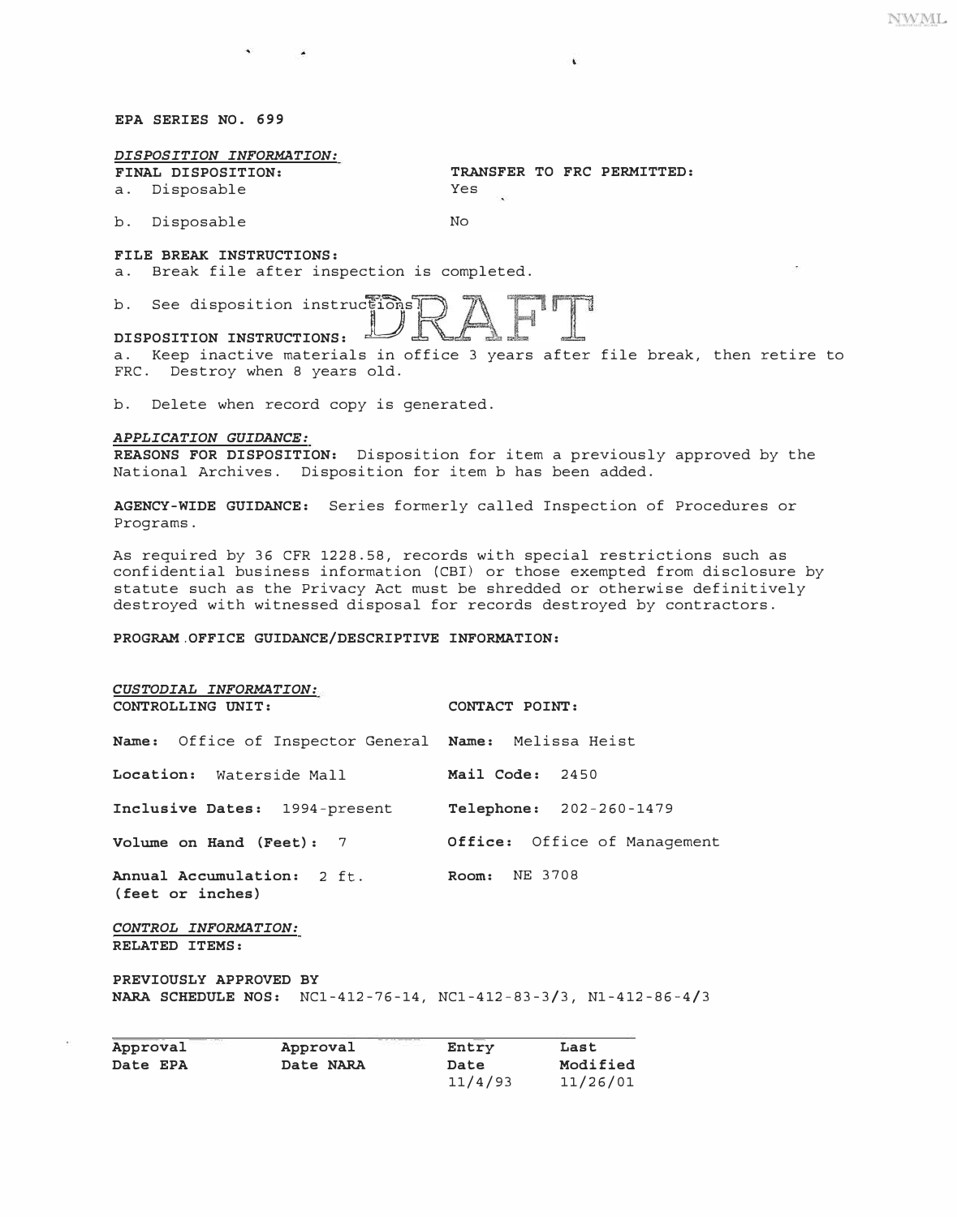**EPA SERIES NO. 699**

*DISPOSITION INFORMATION:*

| FINAL DISPOSITION: | TRANSFER TO FRC PERMITTED: |
|---|---|
| a. Disposable | Yes |
| b. Disposable | No |

**FILE BREAK INSTRUCTIONS:**

a. Break file after inspection is completed.

b. See disposition instructions

DRAFT

**DISPOSITION INSTRUCTIONS:**

a. Keep inactive materials in office 3 years after file break, then retire to FRC. Destroy when 8 years old.

b. Delete when record copy is generated.

*APPLICATION GUIDANCE:*

**REASONS FOR DISPOSITION:** Disposition for item a previously approved by the National Archives. Disposition for item b has been added.

**AGENCY-WIDE GUIDANCE:** Series formerly called Inspection of Procedures or Programs.

As required by 36 CFR 1228.58, records with special restrictions such as confidential business information (CBI) or those exempted from disclosure by statute such as the Privacy Act must be shredded or otherwise definitively destroyed with witnessed disposal for records destroyed by contractors.

**PROGRAM OFFICE GUIDANCE/DESCRIPTIVE INFORMATION:**

*CUSTODIAL INFORMATION:*

| CONTROLLING UNIT: | CONTACT POINT: |
|---|---|
| **Name:** Office of Inspector General | **Name:** Melissa Heist |
| **Location:** Waterside Mall | **Mail Code:** 2450 |
| **Inclusive Dates:** 1994-present | **Telephone:** 202-260-1479 |
| **Volume on Hand (Feet):** 7 | **Office:** Office of Management |
| **Annual Accumulation:** 2 ft. (feet or inches) | **Room:** NE 3708 |

*CONTROL INFORMATION:*

**RELATED ITEMS:**

**PREVIOUSLY APPROVED BY NARA SCHEDULE NOS:** NC1-412-76-14, NC1-412-83-3/3, N1-412-86-4/3

| Approval Date EPA | Approval Date NARA | Entry Date | Last Modified |
|---|---|---|---|
| | | 11/4/93 | 11/26/01 |